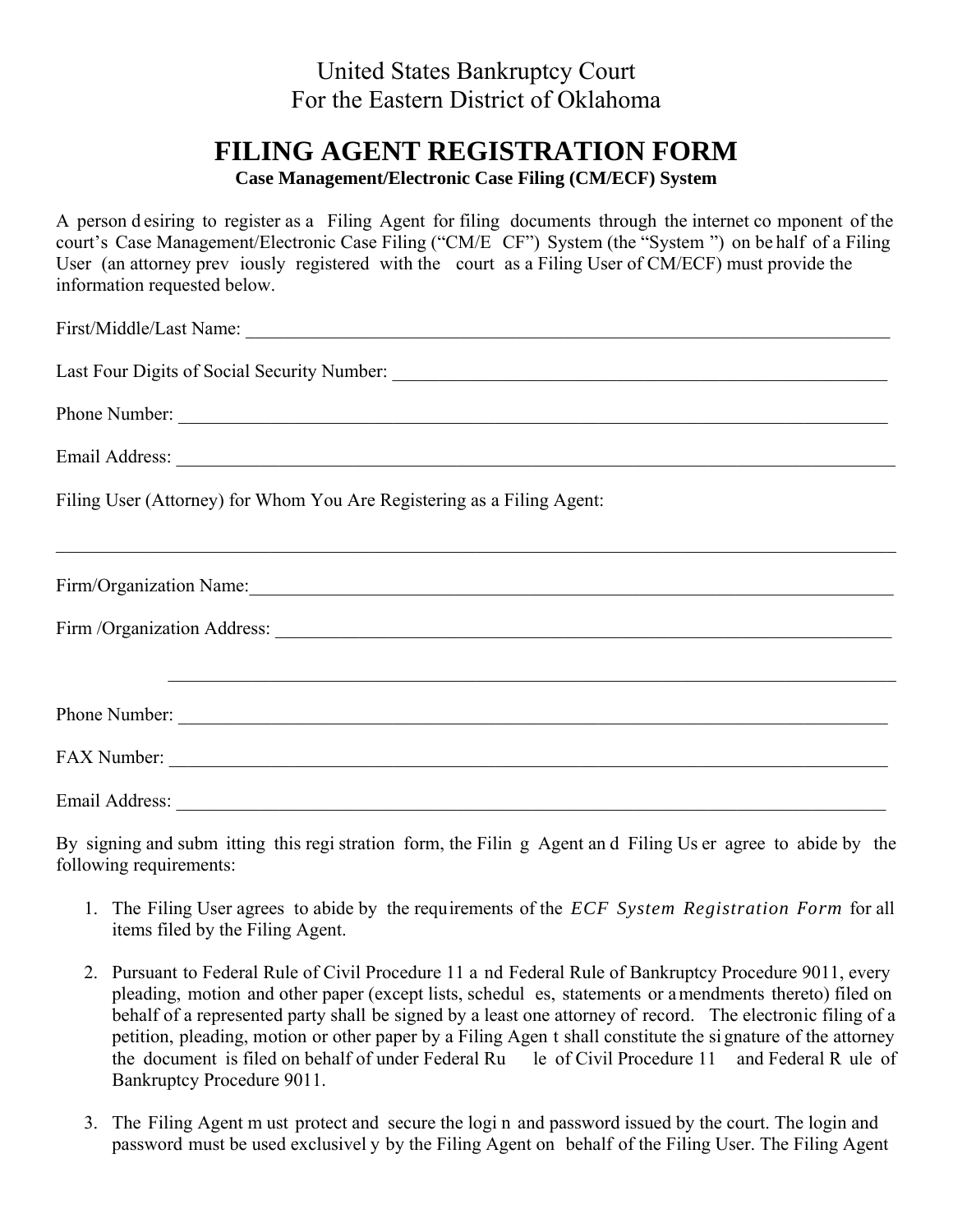United States Bankruptcy Court
For the Eastern District of Oklahoma

# FILING AGENT REGISTRATION FORM

**Case Management/Electronic Case Filing (CM/ECF) System**

A person desiring to register as a Filing Agent for filing documents through the internet component of the court's Case Management/Electronic Case Filing ("CM/ECF") System (the "System") on behalf of a Filing User (an attorney previously registered with the court as a Filing User of CM/ECF) must provide the information requested below.

First/Middle/Last Name: ___________________________________________

Last Four Digits of Social Security Number: ___________________________________________

Phone Number: ___________________________________________

Email Address: ___________________________________________

Filing User (Attorney) for Whom You Are Registering as a Filing Agent:

___________________________________________

Firm/Organization Name: ___________________________________________

Firm /Organization Address: ___________________________________________

___________________________________________

Phone Number: ___________________________________________

FAX Number: ___________________________________________

Email Address: ___________________________________________

By signing and submitting this registration form, the Filing Agent and Filing User agree to abide by the following requirements:

1. The Filing User agrees to abide by the requirements of the *ECF System Registration Form* for all items filed by the Filing Agent.

2. Pursuant to Federal Rule of Civil Procedure 11 and Federal Rule of Bankruptcy Procedure 9011, every pleading, motion and other paper (except lists, schedules, statements or amendments thereto) filed on behalf of a represented party shall be signed by a least one attorney of record. The electronic filing of a petition, pleading, motion or other paper by a Filing Agent shall constitute the signature of the attorney the document is filed on behalf of under Federal Rule of Civil Procedure 11 and Federal Rule of Bankruptcy Procedure 9011.

3. The Filing Agent must protect and secure the login and password issued by the court. The login and password must be used exclusively by the Filing Agent on behalf of the Filing User. The Filing Agent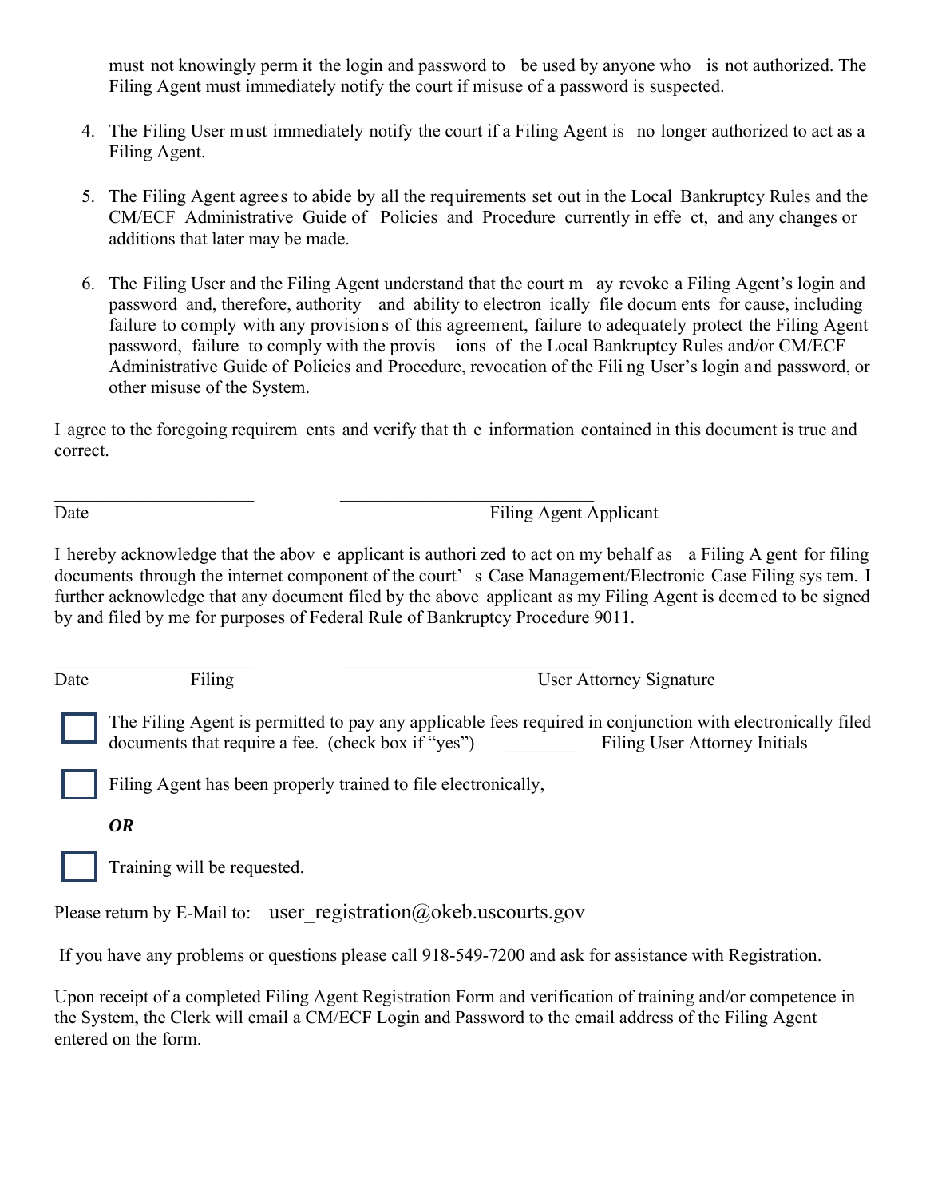must not knowingly permit the login and password to be used by anyone who is not authorized. The Filing Agent must immediately notify the court if misuse of a password is suspected.

4. The Filing User must immediately notify the court if a Filing Agent is no longer authorized to act as a Filing Agent.

5. The Filing Agent agrees to abide by all the requirements set out in the Local Bankruptcy Rules and the CM/ECF Administrative Guide of Policies and Procedure currently in effect, and any changes or additions that later may be made.

6. The Filing User and the Filing Agent understand that the court may revoke a Filing Agent's login and password and, therefore, authority and ability to electronically file documents for cause, including failure to comply with any provisions of this agreement, failure to adequately protect the Filing Agent password, failure to comply with the provisions of the Local Bankruptcy Rules and/or CM/ECF Administrative Guide of Policies and Procedure, revocation of the Filing User's login and password, or other misuse of the System.

I agree to the foregoing requirements and verify that the information contained in this document is true and correct.

\_\_\_\_\_\_\_\_\_\_\_\_\_\_\_\_\_\_\_\_\_\_ \_\_\_\_\_\_\_\_\_\_\_\_\_\_\_\_\_\_\_\_\_\_\_\_\_\_\_\_

Date Filing Agent Applicant

I hereby acknowledge that the above applicant is authorized to act on my behalf as a Filing Agent for filing documents through the internet component of the court's Case Management/Electronic Case Filing system. I further acknowledge that any document filed by the above applicant as my Filing Agent is deemed to be signed by and filed by me for purposes of Federal Rule of Bankruptcy Procedure 9011.

\_\_\_\_\_\_\_\_\_\_\_\_\_\_\_\_\_\_\_\_\_\_ \_\_\_\_\_\_\_\_\_\_\_\_\_\_\_\_\_\_\_\_\_\_\_\_\_\_\_\_

Date Filing User Attorney Signature

☐ The Filing Agent is permitted to pay any applicable fees required in conjunction with electronically filed documents that require a fee. (check box if "yes") \_\_\_\_\_\_\_\_ Filing User Attorney Initials

☐ Filing Agent has been properly trained to file electronically,

***OR***

☐ Training will be requested.

Please return by E-Mail to: user_registration@okeb.uscourts.gov

If you have any problems or questions please call 918-549-7200 and ask for assistance with Registration.

Upon receipt of a completed Filing Agent Registration Form and verification of training and/or competence in the System, the Clerk will email a CM/ECF Login and Password to the email address of the Filing Agent entered on the form.